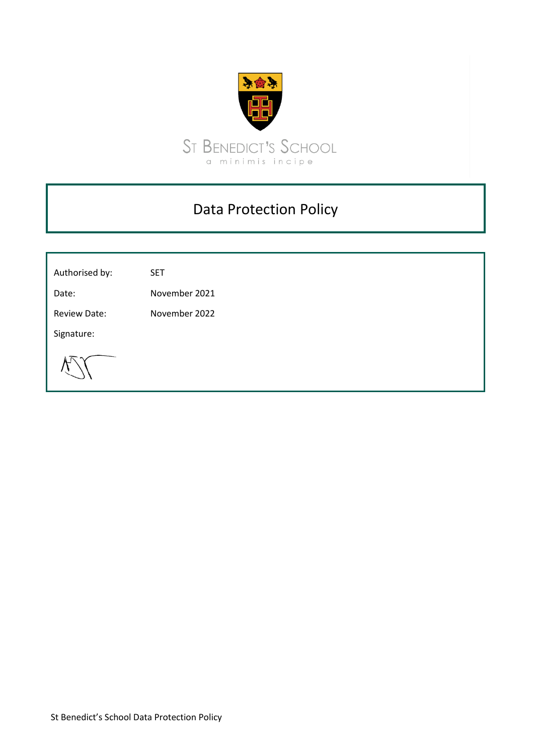ST BENEDICT'S SCHOOL

a minimis incipe

# Data Protection Policy

| | |
|---|---|
| Authorised by: | SET |
| Date: | November 2021 |
| Review Date: | November 2022 |
| Signature: | |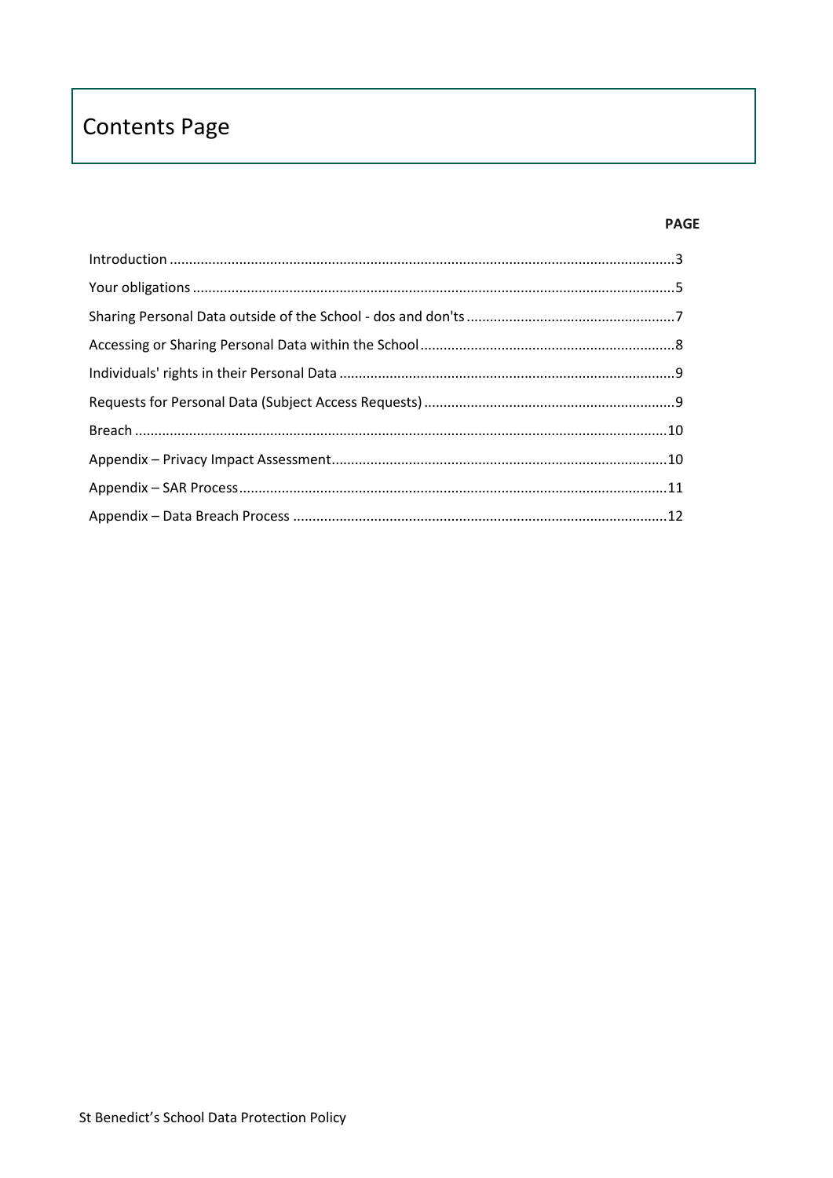# Contents Page

| | PAGE |
|---|---|
| Introduction | 3 |
| Your obligations | 5 |
| Sharing Personal Data outside of the School - dos and don'ts | 7 |
| Accessing or Sharing Personal Data within the School | 8 |
| Individuals' rights in their Personal Data | 9 |
| Requests for Personal Data (Subject Access Requests) | 9 |
| Breach | 10 |
| Appendix – Privacy Impact Assessment | 10 |
| Appendix – SAR Process | 11 |
| Appendix – Data Breach Process | 12 |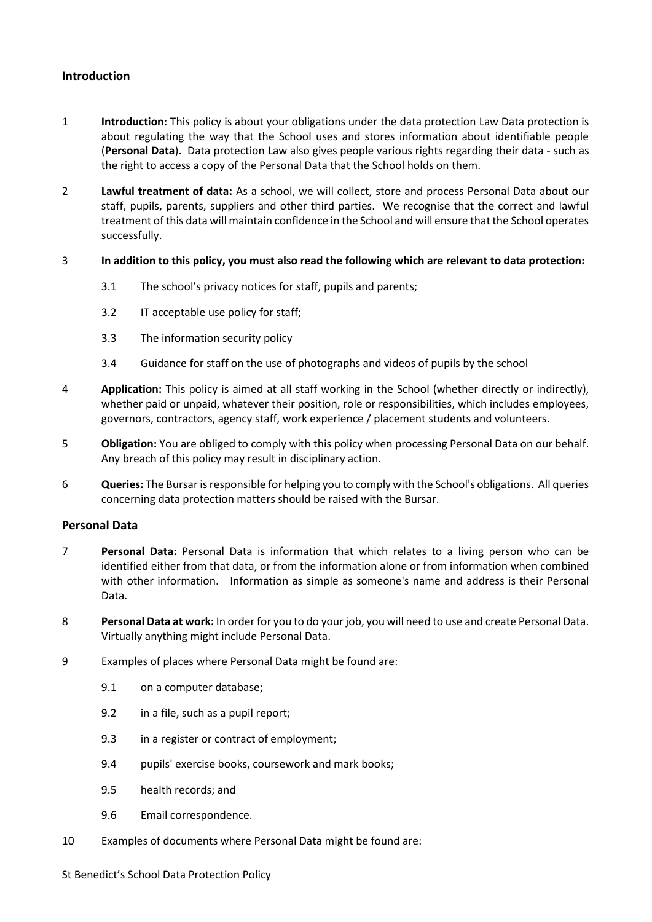## Introduction

1 **Introduction:** This policy is about your obligations under the data protection Law Data protection is about regulating the way that the School uses and stores information about identifiable people (**Personal Data**). Data protection Law also gives people various rights regarding their data - such as the right to access a copy of the Personal Data that the School holds on them.

2 **Lawful treatment of data:** As a school, we will collect, store and process Personal Data about our staff, pupils, parents, suppliers and other third parties. We recognise that the correct and lawful treatment of this data will maintain confidence in the School and will ensure that the School operates successfully.

3 **In addition to this policy, you must also read the following which are relevant to data protection:**

- 3.1 The school's privacy notices for staff, pupils and parents;
- 3.2 IT acceptable use policy for staff;
- 3.3 The information security policy
- 3.4 Guidance for staff on the use of photographs and videos of pupils by the school

4 **Application:** This policy is aimed at all staff working in the School (whether directly or indirectly), whether paid or unpaid, whatever their position, role or responsibilities, which includes employees, governors, contractors, agency staff, work experience / placement students and volunteers.

5 **Obligation:** You are obliged to comply with this policy when processing Personal Data on our behalf. Any breach of this policy may result in disciplinary action.

6 **Queries:** The Bursar is responsible for helping you to comply with the School's obligations. All queries concerning data protection matters should be raised with the Bursar.

## Personal Data

7 **Personal Data:** Personal Data is information that which relates to a living person who can be identified either from that data, or from the information alone or from information when combined with other information. Information as simple as someone's name and address is their Personal Data.

8 **Personal Data at work:** In order for you to do your job, you will need to use and create Personal Data. Virtually anything might include Personal Data.

9 Examples of places where Personal Data might be found are:

- 9.1 on a computer database;
- 9.2 in a file, such as a pupil report;
- 9.3 in a register or contract of employment;
- 9.4 pupils' exercise books, coursework and mark books;
- 9.5 health records; and
- 9.6 Email correspondence.

10 Examples of documents where Personal Data might be found are: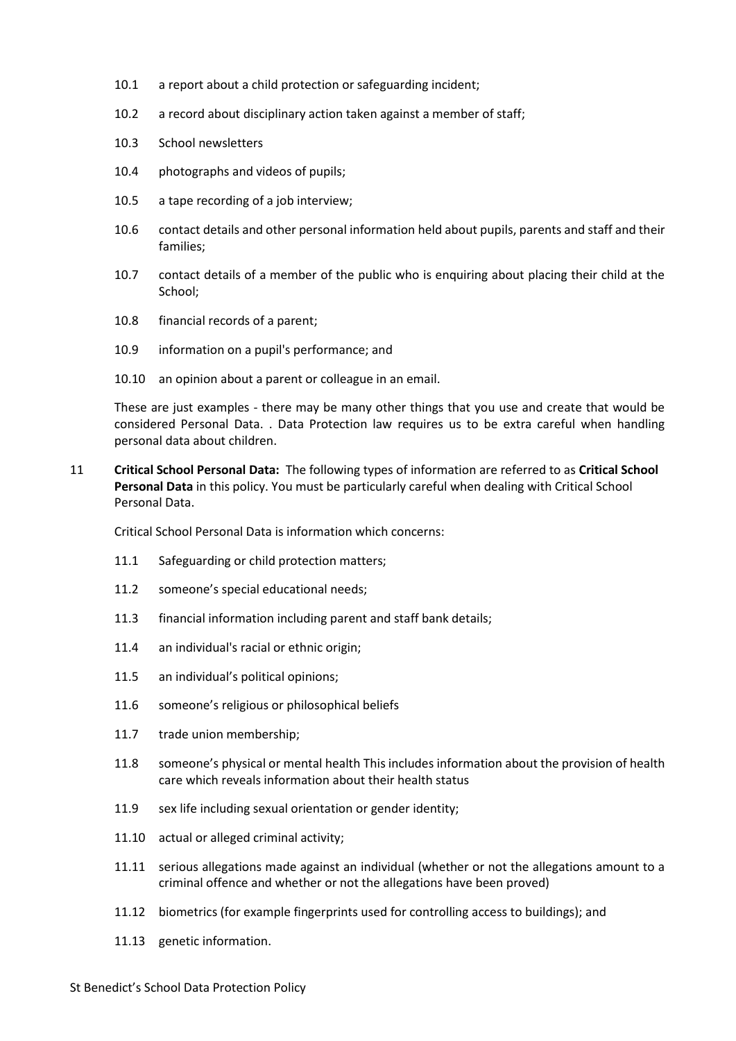10.1 a report about a child protection or safeguarding incident;

10.2 a record about disciplinary action taken against a member of staff;

10.3 School newsletters

10.4 photographs and videos of pupils;

10.5 a tape recording of a job interview;

10.6 contact details and other personal information held about pupils, parents and staff and their families;

10.7 contact details of a member of the public who is enquiring about placing their child at the School;

10.8 financial records of a parent;

10.9 information on a pupil's performance; and

10.10 an opinion about a parent or colleague in an email.

These are just examples - there may be many other things that you use and create that would be considered Personal Data. . Data Protection law requires us to be extra careful when handling personal data about children.

11 **Critical School Personal Data:** The following types of information are referred to as **Critical School Personal Data** in this policy. You must be particularly careful when dealing with Critical School Personal Data.

Critical School Personal Data is information which concerns:

11.1 Safeguarding or child protection matters;

11.2 someone's special educational needs;

11.3 financial information including parent and staff bank details;

11.4 an individual's racial or ethnic origin;

11.5 an individual's political opinions;

11.6 someone's religious or philosophical beliefs

11.7 trade union membership;

11.8 someone's physical or mental health This includes information about the provision of health care which reveals information about their health status

11.9 sex life including sexual orientation or gender identity;

11.10 actual or alleged criminal activity;

11.11 serious allegations made against an individual (whether or not the allegations amount to a criminal offence and whether or not the allegations have been proved)

11.12 biometrics (for example fingerprints used for controlling access to buildings); and

11.13 genetic information.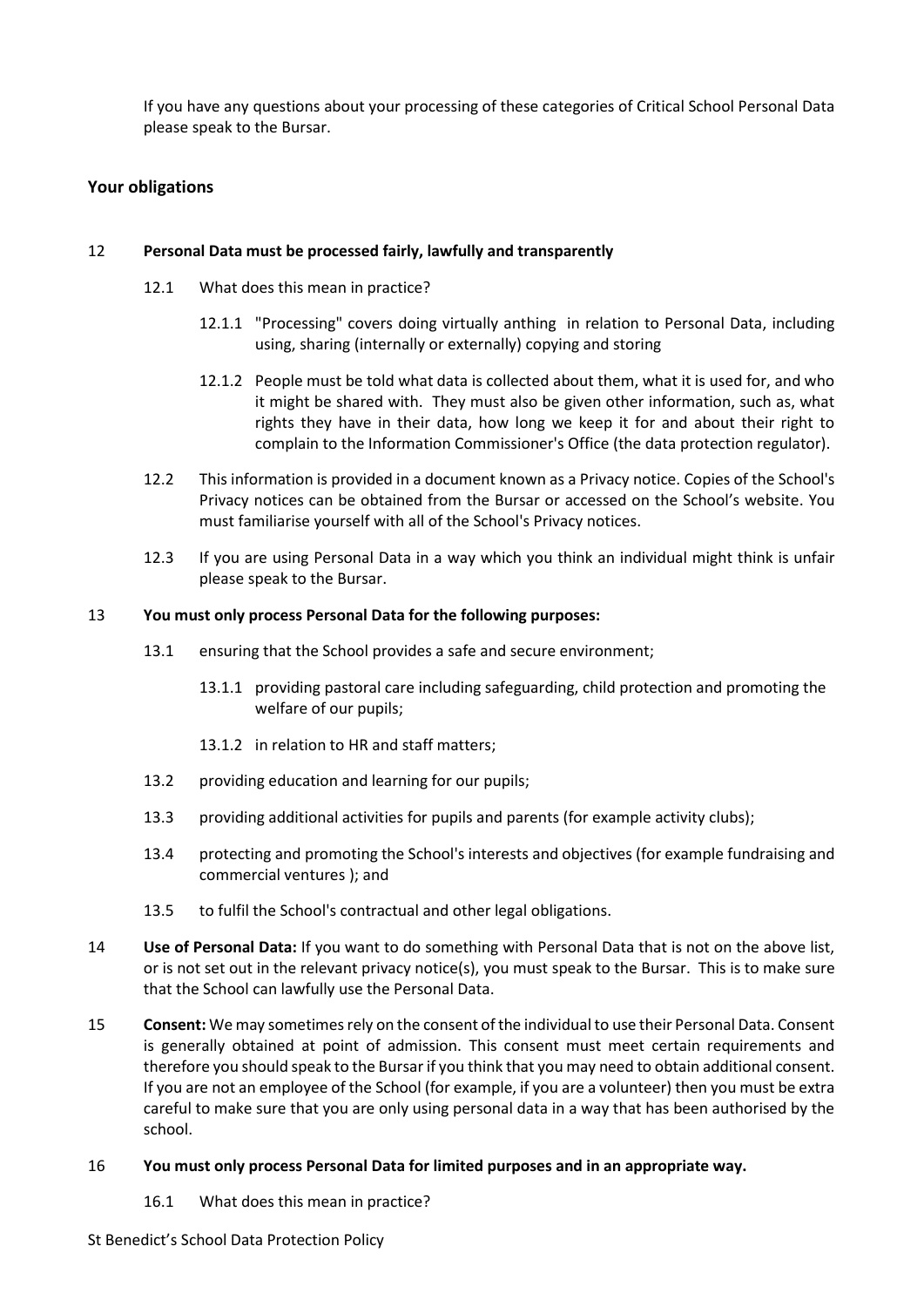If you have any questions about your processing of these categories of Critical School Personal Data please speak to the Bursar.

## Your obligations

**12 Personal Data must be processed fairly, lawfully and transparently**

12.1 What does this mean in practice?

12.1.1 "Processing" covers doing virtually anthing in relation to Personal Data, including using, sharing (internally or externally) copying and storing

12.1.2 People must be told what data is collected about them, what it is used for, and who it might be shared with. They must also be given other information, such as, what rights they have in their data, how long we keep it for and about their right to complain to the Information Commissioner's Office (the data protection regulator).

12.2 This information is provided in a document known as a Privacy notice. Copies of the School's Privacy notices can be obtained from the Bursar or accessed on the School's website. You must familiarise yourself with all of the School's Privacy notices.

12.3 If you are using Personal Data in a way which you think an individual might think is unfair please speak to the Bursar.

**13 You must only process Personal Data for the following purposes:**

13.1 ensuring that the School provides a safe and secure environment;

13.1.1 providing pastoral care including safeguarding, child protection and promoting the welfare of our pupils;

13.1.2 in relation to HR and staff matters;

13.2 providing education and learning for our pupils;

13.3 providing additional activities for pupils and parents (for example activity clubs);

13.4 protecting and promoting the School's interests and objectives (for example fundraising and commercial ventures ); and

13.5 to fulfil the School's contractual and other legal obligations.

14 **Use of Personal Data:** If you want to do something with Personal Data that is not on the above list, or is not set out in the relevant privacy notice(s), you must speak to the Bursar. This is to make sure that the School can lawfully use the Personal Data.

15 **Consent:** We may sometimes rely on the consent of the individual to use their Personal Data. Consent is generally obtained at point of admission. This consent must meet certain requirements and therefore you should speak to the Bursar if you think that you may need to obtain additional consent. If you are not an employee of the School (for example, if you are a volunteer) then you must be extra careful to make sure that you are only using personal data in a way that has been authorised by the school.

**16 You must only process Personal Data for limited purposes and in an appropriate way.**

16.1 What does this mean in practice?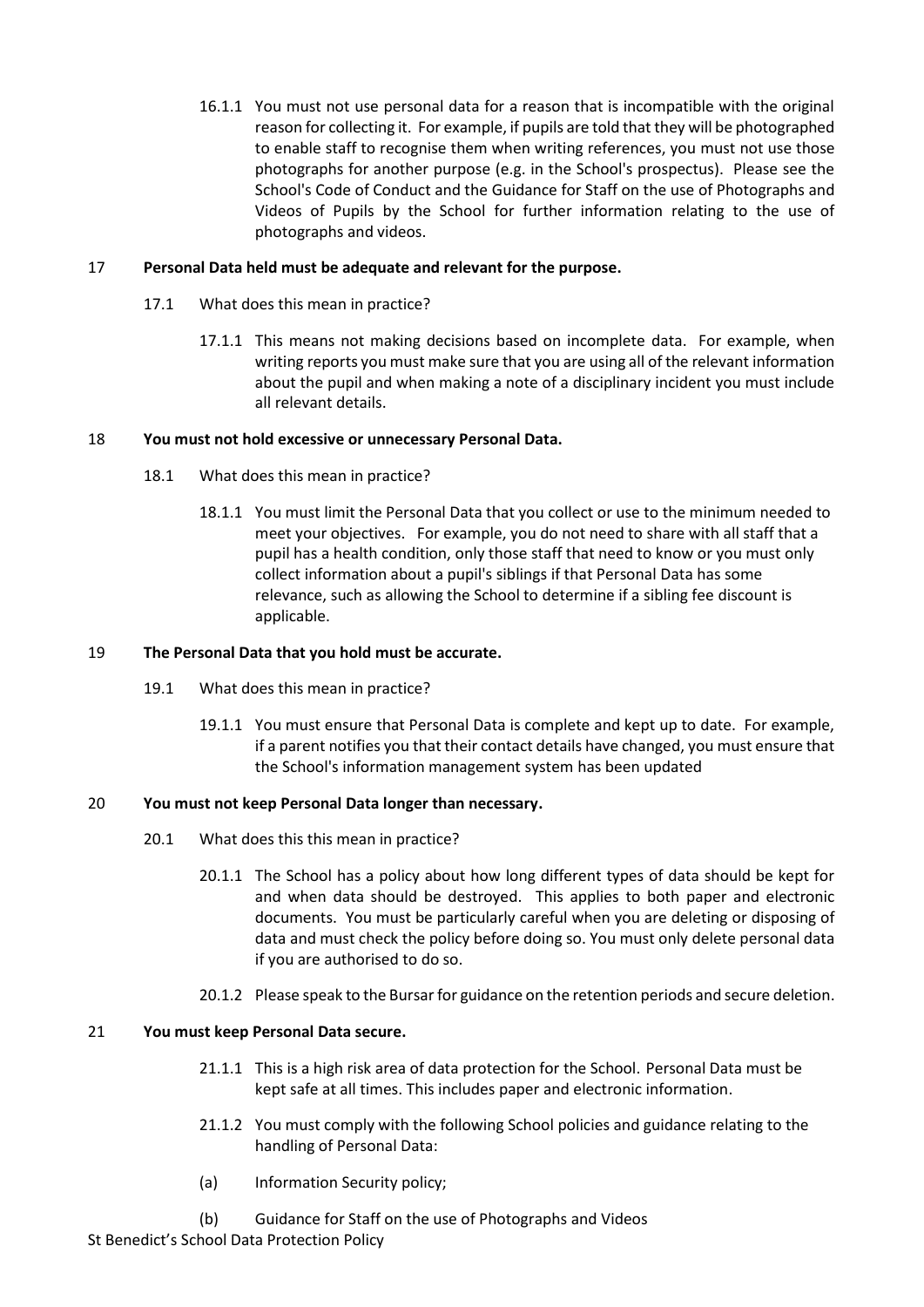16.1.1 You must not use personal data for a reason that is incompatible with the original reason for collecting it. For example, if pupils are told that they will be photographed to enable staff to recognise them when writing references, you must not use those photographs for another purpose (e.g. in the School's prospectus). Please see the School's Code of Conduct and the Guidance for Staff on the use of Photographs and Videos of Pupils by the School for further information relating to the use of photographs and videos.

17 **Personal Data held must be adequate and relevant for the purpose.**

17.1 What does this mean in practice?

17.1.1 This means not making decisions based on incomplete data. For example, when writing reports you must make sure that you are using all of the relevant information about the pupil and when making a note of a disciplinary incident you must include all relevant details.

18 **You must not hold excessive or unnecessary Personal Data.**

18.1 What does this mean in practice?

18.1.1 You must limit the Personal Data that you collect or use to the minimum needed to meet your objectives. For example, you do not need to share with all staff that a pupil has a health condition, only those staff that need to know or you must only collect information about a pupil's siblings if that Personal Data has some relevance, such as allowing the School to determine if a sibling fee discount is applicable.

19 **The Personal Data that you hold must be accurate.**

19.1 What does this mean in practice?

19.1.1 You must ensure that Personal Data is complete and kept up to date. For example, if a parent notifies you that their contact details have changed, you must ensure that the School's information management system has been updated

20 **You must not keep Personal Data longer than necessary.**

20.1 What does this this mean in practice?

20.1.1 The School has a policy about how long different types of data should be kept for and when data should be destroyed. This applies to both paper and electronic documents. You must be particularly careful when you are deleting or disposing of data and must check the policy before doing so. You must only delete personal data if you are authorised to do so.

20.1.2 Please speak to the Bursar for guidance on the retention periods and secure deletion.

21 **You must keep Personal Data secure.**

21.1.1 This is a high risk area of data protection for the School. Personal Data must be kept safe at all times. This includes paper and electronic information.

21.1.2 You must comply with the following School policies and guidance relating to the handling of Personal Data:

(a) Information Security policy;

(b) Guidance for Staff on the use of Photographs and Videos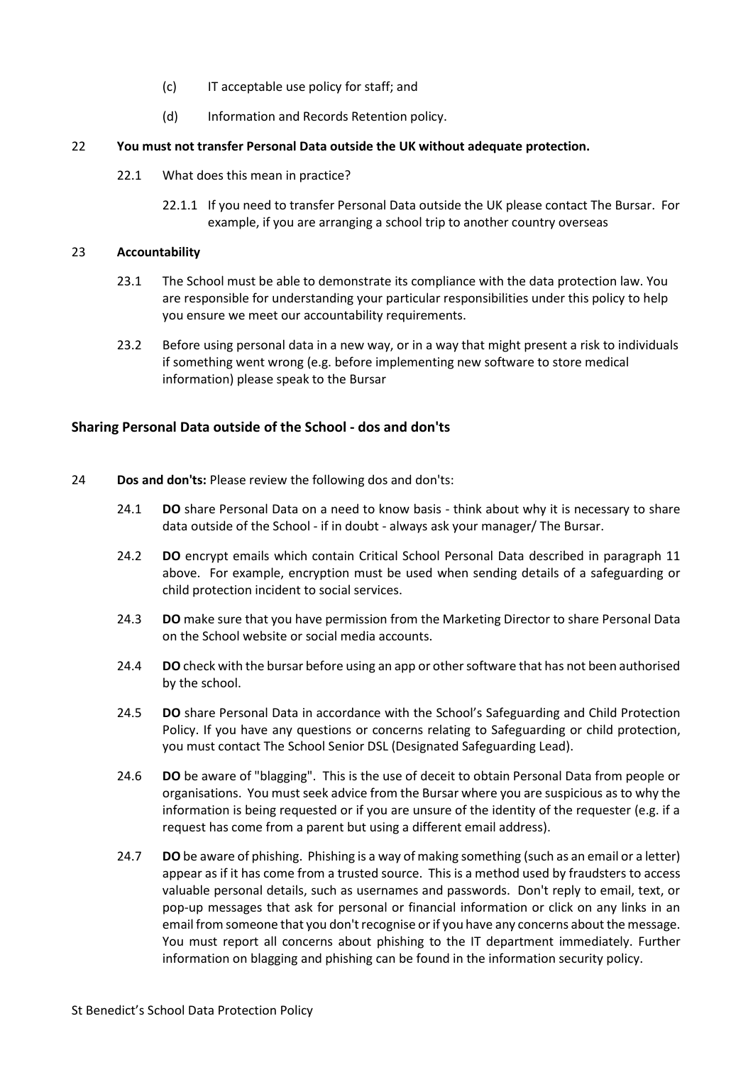(c) IT acceptable use policy for staff; and

(d) Information and Records Retention policy.

22 **You must not transfer Personal Data outside the UK without adequate protection.**

22.1 What does this mean in practice?

22.1.1 If you need to transfer Personal Data outside the UK please contact The Bursar. For example, if you are arranging a school trip to another country overseas

23 **Accountability**

23.1 The School must be able to demonstrate its compliance with the data protection law. You are responsible for understanding your particular responsibilities under this policy to help you ensure we meet our accountability requirements.

23.2 Before using personal data in a new way, or in a way that might present a risk to individuals if something went wrong (e.g. before implementing new software to store medical information) please speak to the Bursar

## Sharing Personal Data outside of the School - dos and don'ts

24 **Dos and don'ts:** Please review the following dos and don'ts:

24.1 **DO** share Personal Data on a need to know basis - think about why it is necessary to share data outside of the School - if in doubt - always ask your manager/ The Bursar.

24.2 **DO** encrypt emails which contain Critical School Personal Data described in paragraph 11 above. For example, encryption must be used when sending details of a safeguarding or child protection incident to social services.

24.3 **DO** make sure that you have permission from the Marketing Director to share Personal Data on the School website or social media accounts.

24.4 **DO** check with the bursar before using an app or other software that has not been authorised by the school.

24.5 **DO** share Personal Data in accordance with the School's Safeguarding and Child Protection Policy. If you have any questions or concerns relating to Safeguarding or child protection, you must contact The School Senior DSL (Designated Safeguarding Lead).

24.6 **DO** be aware of "blagging". This is the use of deceit to obtain Personal Data from people or organisations. You must seek advice from the Bursar where you are suspicious as to why the information is being requested or if you are unsure of the identity of the requester (e.g. if a request has come from a parent but using a different email address).

24.7 **DO** be aware of phishing. Phishing is a way of making something (such as an email or a letter) appear as if it has come from a trusted source. This is a method used by fraudsters to access valuable personal details, such as usernames and passwords. Don't reply to email, text, or pop-up messages that ask for personal or financial information or click on any links in an email from someone that you don't recognise or if you have any concerns about the message. You must report all concerns about phishing to the IT department immediately. Further information on blagging and phishing can be found in the information security policy.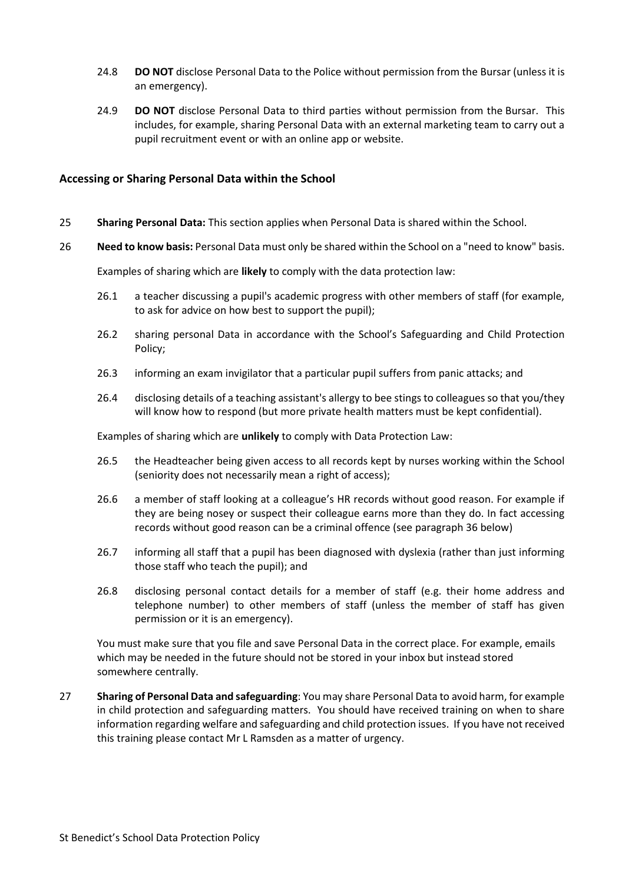24.8 **DO NOT** disclose Personal Data to the Police without permission from the Bursar (unless it is an emergency).

24.9 **DO NOT** disclose Personal Data to third parties without permission from the Bursar. This includes, for example, sharing Personal Data with an external marketing team to carry out a pupil recruitment event or with an online app or website.

### Accessing or Sharing Personal Data within the School

25 **Sharing Personal Data:** This section applies when Personal Data is shared within the School.

26 **Need to know basis:** Personal Data must only be shared within the School on a "need to know" basis.

Examples of sharing which are **likely** to comply with the data protection law:

26.1 a teacher discussing a pupil's academic progress with other members of staff (for example, to ask for advice on how best to support the pupil);

26.2 sharing personal Data in accordance with the School's Safeguarding and Child Protection Policy;

26.3 informing an exam invigilator that a particular pupil suffers from panic attacks; and

26.4 disclosing details of a teaching assistant's allergy to bee stings to colleagues so that you/they will know how to respond (but more private health matters must be kept confidential).

Examples of sharing which are **unlikely** to comply with Data Protection Law:

26.5 the Headteacher being given access to all records kept by nurses working within the School (seniority does not necessarily mean a right of access);

26.6 a member of staff looking at a colleague's HR records without good reason. For example if they are being nosey or suspect their colleague earns more than they do. In fact accessing records without good reason can be a criminal offence (see paragraph 36 below)

26.7 informing all staff that a pupil has been diagnosed with dyslexia (rather than just informing those staff who teach the pupil); and

26.8 disclosing personal contact details for a member of staff (e.g. their home address and telephone number) to other members of staff (unless the member of staff has given permission or it is an emergency).

You must make sure that you file and save Personal Data in the correct place. For example, emails which may be needed in the future should not be stored in your inbox but instead stored somewhere centrally.

27 **Sharing of Personal Data and safeguarding**: You may share Personal Data to avoid harm, for example in child protection and safeguarding matters. You should have received training on when to share information regarding welfare and safeguarding and child protection issues. If you have not received this training please contact Mr L Ramsden as a matter of urgency.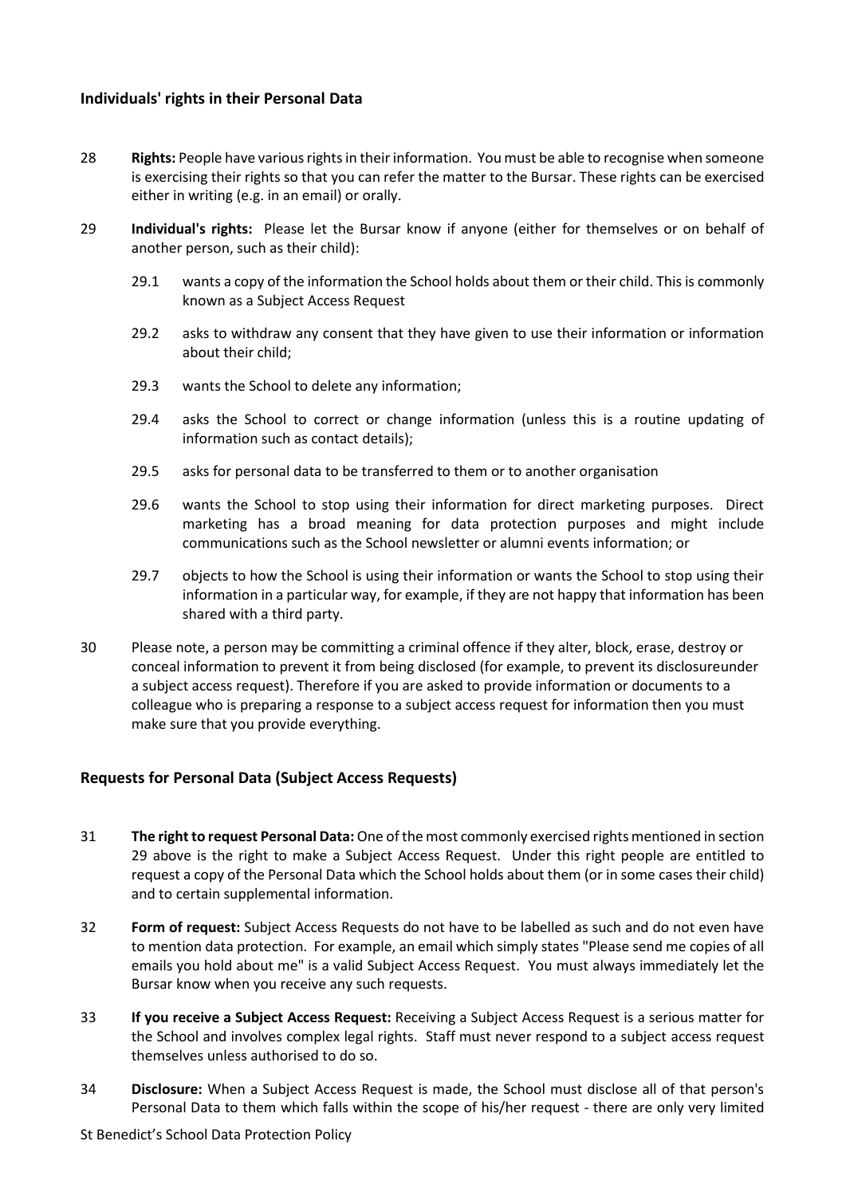## Individuals' rights in their Personal Data

28 **Rights:** People have various rights in their information. You must be able to recognise when someone is exercising their rights so that you can refer the matter to the Bursar. These rights can be exercised either in writing (e.g. in an email) or orally.

29 **Individual's rights:** Please let the Bursar know if anyone (either for themselves or on behalf of another person, such as their child):

29.1 wants a copy of the information the School holds about them or their child. This is commonly known as a Subject Access Request

29.2 asks to withdraw any consent that they have given to use their information or information about their child;

29.3 wants the School to delete any information;

29.4 asks the School to correct or change information (unless this is a routine updating of information such as contact details);

29.5 asks for personal data to be transferred to them or to another organisation

29.6 wants the School to stop using their information for direct marketing purposes. Direct marketing has a broad meaning for data protection purposes and might include communications such as the School newsletter or alumni events information; or

29.7 objects to how the School is using their information or wants the School to stop using their information in a particular way, for example, if they are not happy that information has been shared with a third party.

30 Please note, a person may be committing a criminal offence if they alter, block, erase, destroy or conceal information to prevent it from being disclosed (for example, to prevent its disclosureunder a subject access request). Therefore if you are asked to provide information or documents to a colleague who is preparing a response to a subject access request for information then you must make sure that you provide everything.

## Requests for Personal Data (Subject Access Requests)

31 **The right to request Personal Data:** One of the most commonly exercised rights mentioned in section 29 above is the right to make a Subject Access Request. Under this right people are entitled to request a copy of the Personal Data which the School holds about them (or in some cases their child) and to certain supplemental information.

32 **Form of request:** Subject Access Requests do not have to be labelled as such and do not even have to mention data protection. For example, an email which simply states "Please send me copies of all emails you hold about me" is a valid Subject Access Request. You must always immediately let the Bursar know when you receive any such requests.

33 **If you receive a Subject Access Request:** Receiving a Subject Access Request is a serious matter for the School and involves complex legal rights. Staff must never respond to a subject access request themselves unless authorised to do so.

34 **Disclosure:** When a Subject Access Request is made, the School must disclose all of that person's Personal Data to them which falls within the scope of his/her request - there are only very limited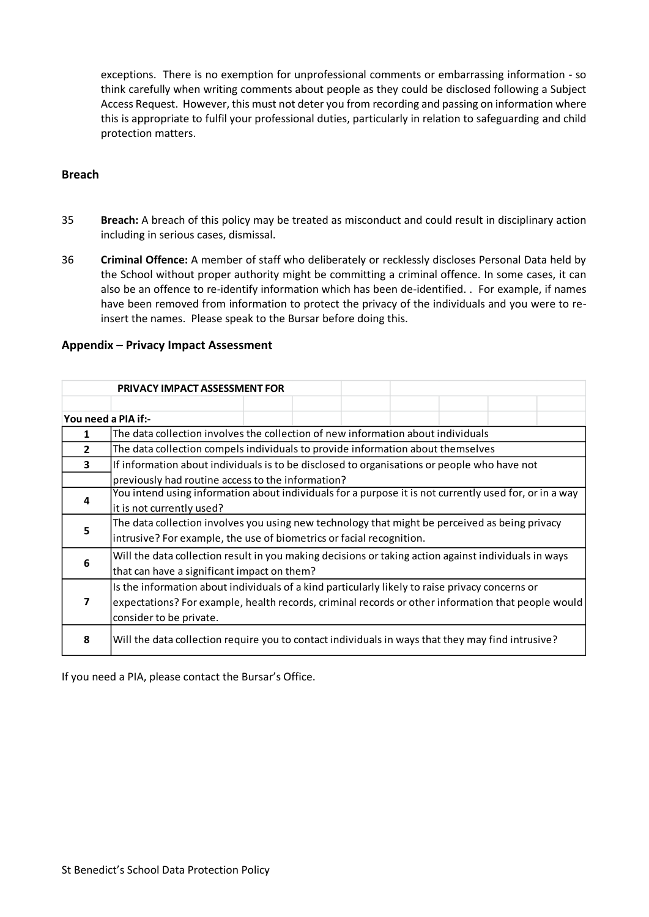exceptions. There is no exemption for unprofessional comments or embarrassing information - so think carefully when writing comments about people as they could be disclosed following a Subject Access Request. However, this must not deter you from recording and passing on information where this is appropriate to fulfil your professional duties, particularly in relation to safeguarding and child protection matters.

### Breach

35 **Breach:** A breach of this policy may be treated as misconduct and could result in disciplinary action including in serious cases, dismissal.

36 **Criminal Offence:** A member of staff who deliberately or recklessly discloses Personal Data held by the School without proper authority might be committing a criminal offence. In some cases, it can also be an offence to re-identify information which has been de-identified. . For example, if names have been removed from information to protect the privacy of the individuals and you were to re-insert the names. Please speak to the Bursar before doing this.

### Appendix – Privacy Impact Assessment

| **PRIVACY IMPACT ASSESSMENT FOR** | |
|---|---|
| **You need a PIA if:-** | |
| **1** | The data collection involves the collection of new information about individuals |
| **2** | The data collection compels individuals to provide information about themselves |
| **3** | If information about individuals is to be disclosed to organisations or people who have not previously had routine access to the information? |
| **4** | You intend using information about individuals for a purpose it is not currently used for, or in a way it is not currently used? |
| **5** | The data collection involves you using new technology that might be perceived as being privacy intrusive? For example, the use of biometrics or facial recognition. |
| **6** | Will the data collection result in you making decisions or taking action against individuals in ways that can have a significant impact on them? |
| **7** | Is the information about individuals of a kind particularly likely to raise privacy concerns or expectations? For example, health records, criminal records or other information that people would consider to be private. |
| **8** | Will the data collection require you to contact individuals in ways that they may find intrusive? |

If you need a PIA, please contact the Bursar's Office.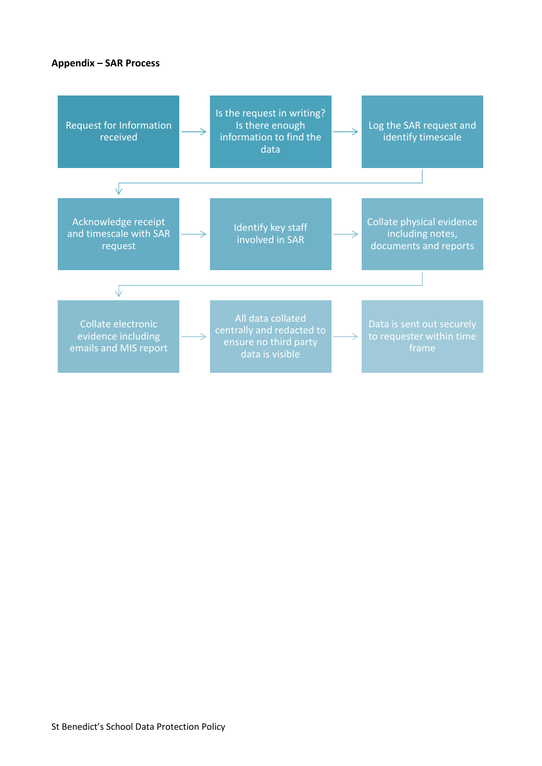**Appendix – SAR Process**

1. Request for Information received
2. Is the request in writing? Is there enough information to find the data
3. Log the SAR request and identify timescale
4. Acknowledge receipt and timescale with SAR request
5. Identify key staff involved in SAR
6. Collate physical evidence including notes, documents and reports
7. Collate electronic evidence including emails and MIS report
8. All data collated centrally and redacted to ensure no third party data is visible
9. Data is sent out securely to requester within time frame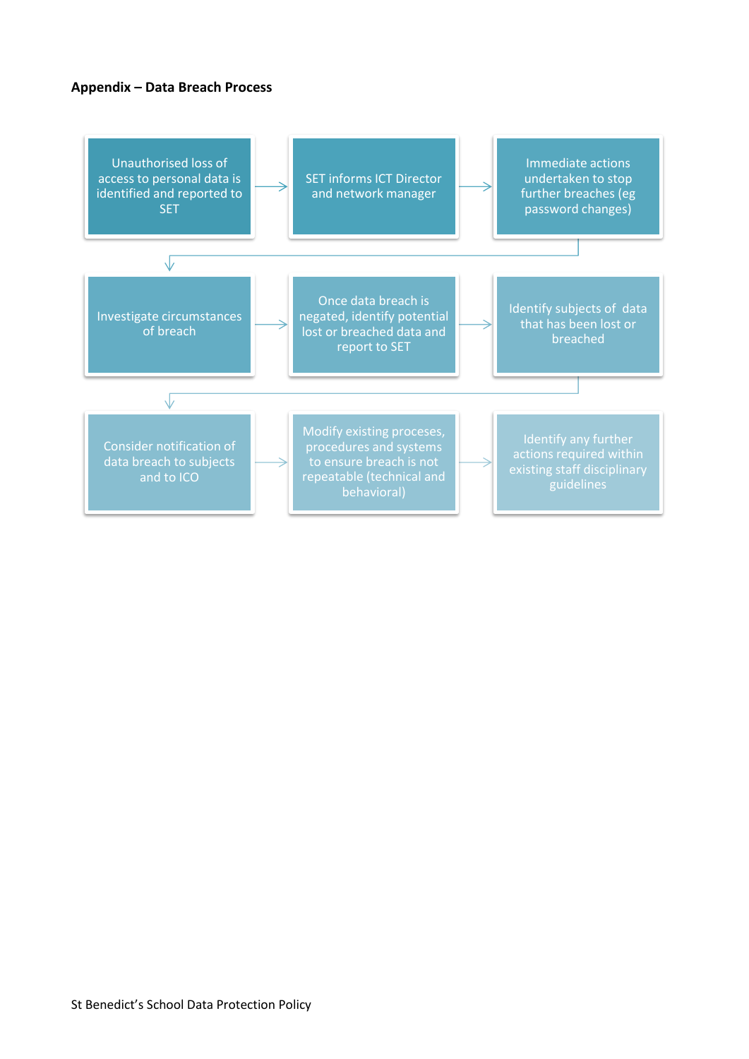**Appendix – Data Breach Process**

Unauthorised loss of access to personal data is identified and reported to SET

SET informs ICT Director and network manager

Immediate actions undertaken to stop further breaches (eg password changes)

Investigate circumstances of breach

Once data breach is negated, identify potential lost or breached data and report to SET

Identify subjects of data that has been lost or breached

Consider notification of data breach to subjects and to ICO

Modify existing proceses, procedures and systems to ensure breach is not repeatable (technical and behavioral)

Identify any further actions required within existing staff disciplinary guidelines